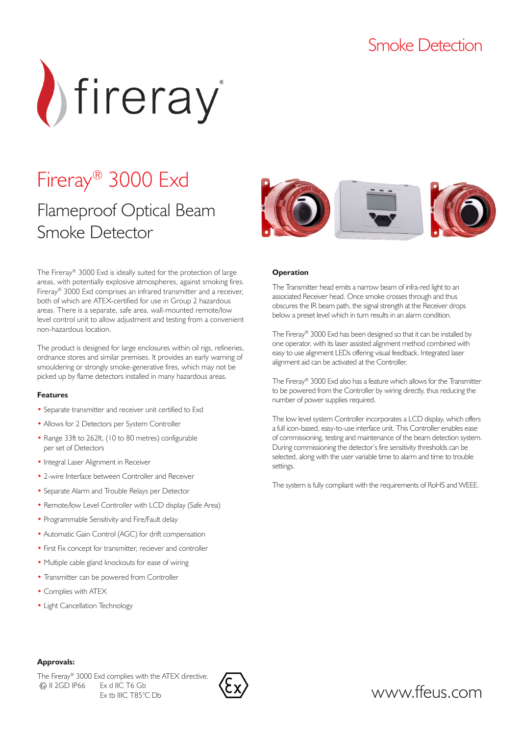Smoke Detection

fireray®

# Fireray® 3000 Exd

## Flameproof Optical Beam Smoke Detector

The Fireray® 3000 Exd is ideally suited for the protection of large areas, with potentially explosive atmospheres, against smoking fires. Fireray® 3000 Exd comprises an infrared transmitter and a receiver, both of which are ATEX-certified for use in Group 2 hazardous areas. There is a separate, safe area, wall-mounted remote/low level control unit to allow adjustment and testing from a convenient non-hazardous location.

The product is designed for large enclosures within oil rigs, refineries, ordnance stores and similar premises. It provides an early warning of smouldering or strongly smoke-generative fires, which may not be picked up by flame detectors installed in many hazardous areas.

### Features

- Separate transmitter and receiver unit certified to Exd
- Allows for 2 Detectors per System Controller
- Range 33ft to 262ft, (10 to 80 metres) configurable per set of Detectors
- Integral Laser Alignment in Receiver
- 2-wire Interface between Controller and Receiver
- Separate Alarm and Trouble Relays per Detector
- Remote/low Level Controller with LCD display (Safe Area)
- Programmable Sensitivity and Fire/Fault delay
- Automatic Gain Control (AGC) for drift compensation
- First Fix concept for transmitter, reciever and controller
- Multiple cable gland knockouts for ease of wiring
- Transmitter can be powered from Controller
- Complies with ATEX
- Light Cancellation Technology

### Operation

The Transmitter head emits a narrow beam of infra-red light to an associated Receiver head. Once smoke crosses through and thus obscures the IR beam path, the signal strength at the Receiver drops below a preset level which in turn results in an alarm condition.

The Fireray® 3000 Exd has been designed so that it can be installed by one operator, with its laser assisted alignment method combined with easy to use alignment LEDs offering visual feedback. Integrated laser alignment aid can be activated at the Controller.

The Fireray® 3000 Exd also has a feature which allows for the Transmitter to be powered from the Controller by wiring directly, thus reducing the number of power supplies required.

The low level system Controller incorporates a LCD display, which offers a full icon-based, easy-to-use interface unit. This Controller enables ease of commissioning, testing and maintenance of the beam detection system. During commissioning the detector's fire sensitivity thresholds can be selected, along with the user variable time to alarm and time to trouble settings.

The system is fully compliant with the requirements of RoHS and WEEE.

### Approvals:

The Fireray® 3000 Exd complies with the ATEX directive.

Ⓔx II 2GD IP66 Ex d IIC T6 Gb
Ex tb IIIC T85°C Db

www.ffeus.com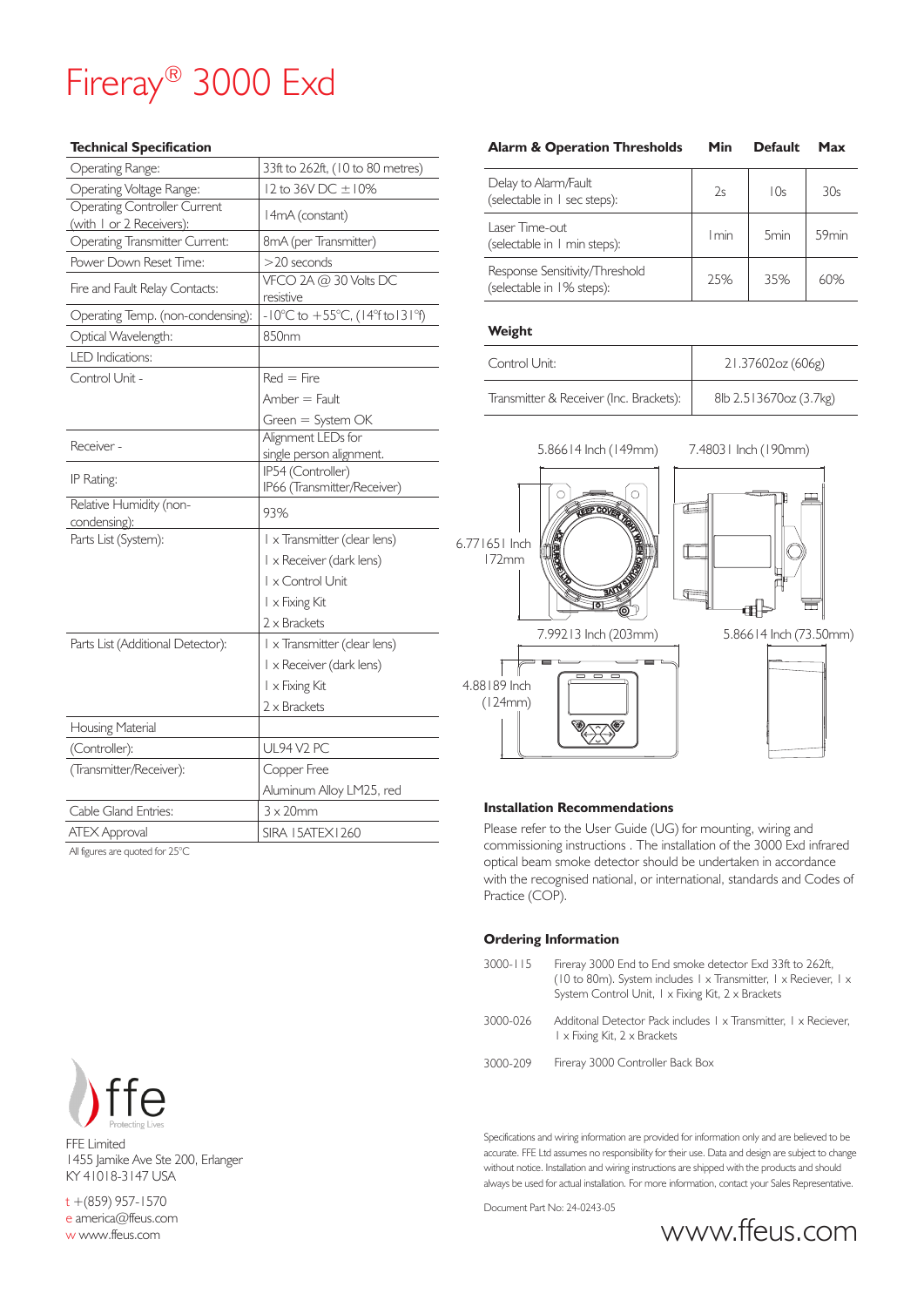# Fireray® 3000 Exd

### Technical Specification

| | |
|---|---|
| Operating Range: | 33ft to 262ft, (10 to 80 metres) |
| Operating Voltage Range: | 12 to 36V DC ±10% |
| Operating Controller Current (with 1 or 2 Receivers): | 14mA (constant) |
| Operating Transmitter Current: | 8mA (per Transmitter) |
| Power Down Reset Time: | >20 seconds |
| Fire and Fault Relay Contacts: | VFCO 2A @ 30 Volts DC resistive |
| Operating Temp. (non-condensing): | -10°C to +55°C, (14°f to131°f) |
| Optical Wavelength: | 850nm |
| LED Indications: | |
| Control Unit - | Red = Fire |
| | Amber = Fault |
| | Green = System OK |
| Receiver - | Alignment LEDs for single person alignment. |
| IP Rating: | IP54 (Controller) IP66 (Transmitter/Receiver) |
| Relative Humidity (non-condensing): | 93% |
| Parts List (System): | 1 x Transmitter (clear lens) |
| | 1 x Receiver (dark lens) |
| | 1 x Control Unit |
| | 1 x Fixing Kit |
| | 2 x Brackets |
| Parts List (Additional Detector): | 1 x Transmitter (clear lens) |
| | 1 x Receiver (dark lens) |
| | 1 x Fixing Kit |
| | 2 x Brackets |
| Housing Material | |
| (Controller): | UL94 V2 PC |
| (Transmitter/Receiver): | Copper Free |
| | Aluminum Alloy LM25, red |
| Cable Gland Entries: | 3 x 20mm |
| ATEX Approval | SIRA 15ATEX1260 |

All figures are quoted for 25°C

| Alarm & Operation Thresholds | Min | Default | Max |
|---|---|---|---|
| Delay to Alarm/Fault (selectable in 1 sec steps): | 2s | 10s | 30s |
| Laser Time-out (selectable in 1 min steps): | 1min | 5min | 59min |
| Response Sensitivity/Threshold (selectable in 1% steps): | 25% | 35% | 60% |

### Weight

| | |
|---|---|
| Control Unit: | 21.37602oz (606g) |
| Transmitter & Receiver (Inc. Brackets): | 8lb 2.513670oz (3.7kg) |

5.86614 Inch (149mm)
7.48031 Inch (190mm)
6.771651 Inch 172mm
7.99213 Inch (203mm)
5.86614 Inch (73.50mm)
4.88189 Inch (124mm)

### Installation Recommendations

Please refer to the User Guide (UG) for mounting, wiring and commissioning instructions . The installation of the 3000 Exd infrared optical beam smoke detector should be undertaken in accordance with the recognised national, or international, standards and Codes of Practice (COP).

### Ordering Information

| | |
|---|---|
| 3000-115 | Fireray 3000 End to End smoke detector Exd 33ft to 262ft, (10 to 80m). System includes 1 x Transmitter, 1 x Reciever, 1 x System Control Unit, 1 x Fixing Kit, 2 x Brackets |
| 3000-026 | Additonal Detector Pack includes 1 x Transmitter, 1 x Reciever, 1 x Fixing Kit, 2 x Brackets |
| 3000-209 | Fireray 3000 Controller Back Box |

ffe
Protecting Lives

FFE Limited
1455 Jamike Ave Ste 200, Erlanger
KY 41018-3147 USA

t +(859) 957-1570
e america@ffeus.com
w www.ffeus.com

Specifications and wiring information are provided for information only and are believed to be accurate. FFE Ltd assumes no responsibility for their use. Data and design are subject to change without notice. Installation and wiring instructions are shipped with the products and should always be used for actual installation. For more information, contact your Sales Representative.

Document Part No: 24-0243-05

www.ffeus.com